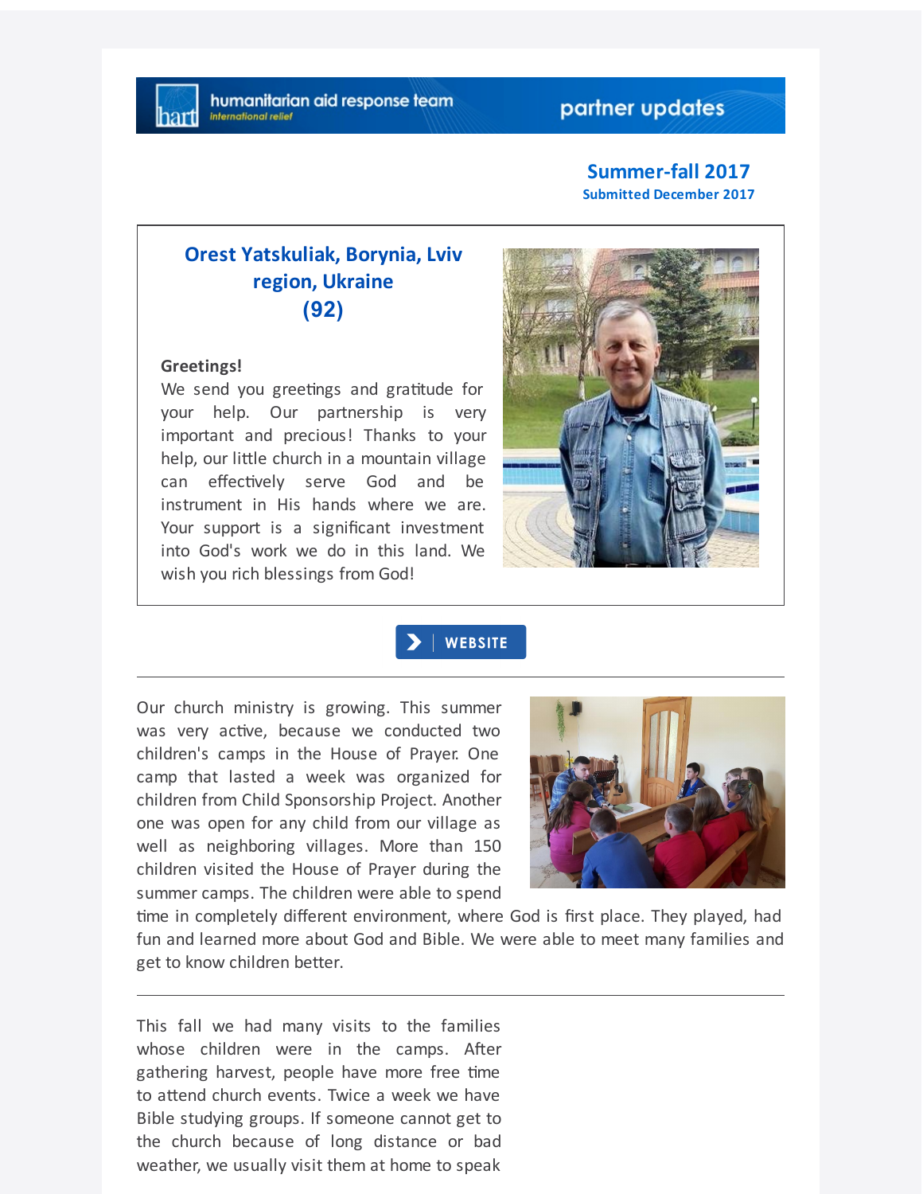humanitarian aid response team
international relief

partner updates

**Summer-fall 2017**
**Submitted December 2017**

## Orest Yatskuliak, Borynia, Lviv region, Ukraine (92)

**Greetings!**
We send you greetings and gratitude for your help. Our partnership is very important and precious! Thanks to your help, our little church in a mountain village can effectively serve God and be instrument in His hands where we are. Your support is a significant investment into God's work we do in this land. We wish you rich blessings from God!

WEBSITE

---

Our church ministry is growing. This summer was very active, because we conducted two children's camps in the House of Prayer. One camp that lasted a week was organized for children from Child Sponsorship Project. Another one was open for any child from our village as well as neighboring villages. More than 150 children visited the House of Prayer during the summer camps. The children were able to spend time in completely different environment, where God is first place. They played, had fun and learned more about God and Bible. We were able to meet many families and get to know children better.

---

This fall we had many visits to the families whose children were in the camps. After gathering harvest, people have more free time to attend church events. Twice a week we have Bible studying groups. If someone cannot get to the church because of long distance or bad weather, we usually visit them at home to speak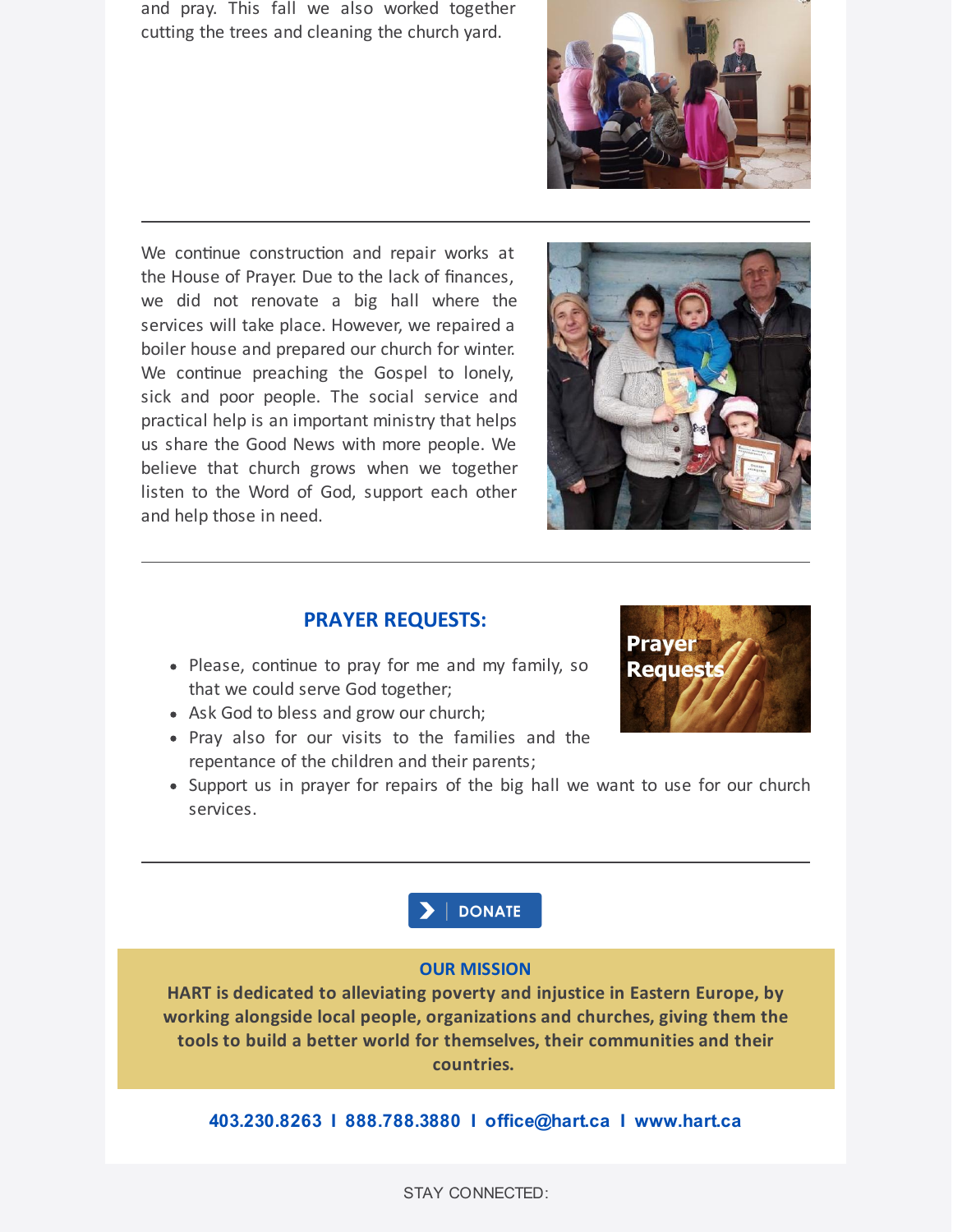and pray. This fall we also worked together cutting the trees and cleaning the church yard.

---

We continue construction and repair works at the House of Prayer. Due to the lack of finances, we did not renovate a big hall where the services will take place. However, we repaired a boiler house and prepared our church for winter. We continue preaching the Gospel to lonely, sick and poor people. The social service and practical help is an important ministry that helps us share the Good News with more people. We believe that church grows when we together listen to the Word of God, support each other and help those in need.

---

## PRAYER REQUESTS:

- Please, continue to pray for me and my family, so that we could serve God together;
- Ask God to bless and grow our church;
- Pray also for our visits to the families and the repentance of the children and their parents;
- Support us in prayer for repairs of the big hall we want to use for our church services.

---

DONATE

**OUR MISSION**

**HART is dedicated to alleviating poverty and injustice in Eastern Europe, by working alongside local people, organizations and churches, giving them the tools to build a better world for themselves, their communities and their countries.**

**403.230.8263 I 888.788.3880 I office@hart.ca I www.hart.ca**

STAY CONNECTED: